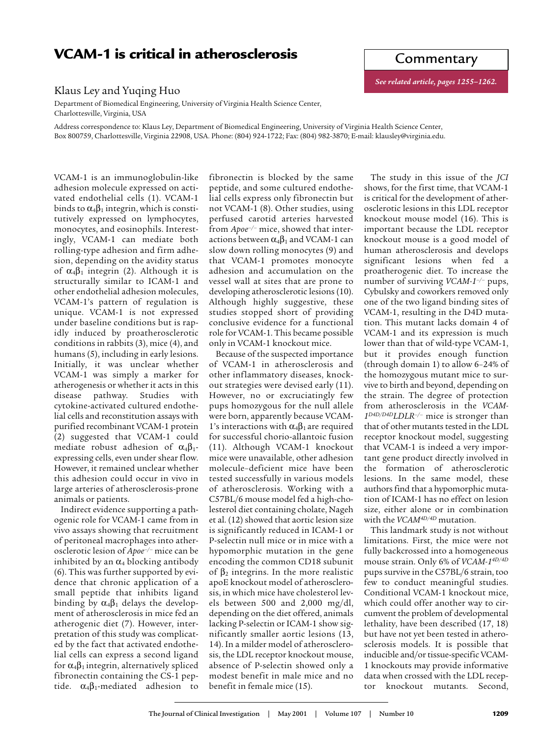# VCAM-1 is critical in atherosclerosis

**Commentary**

*See related article, pages 1255–1262.*

Klaus Ley and Yuqing Huo

Department of Biomedical Engineering, University of Virginia Health Science Center, Charlottesville, Virginia, USA

Address correspondence to: Klaus Ley, Department of Biomedical Engineering, University of Virginia Health Science Center, Box 800759, Charlottesville, Virginia 22908, USA. Phone: (804) 924-1722; Fax: (804) 982-3870; E-mail: klausley@virginia.edu.

VCAM-1 is an immunoglobulin-like adhesion molecule expressed on activated endothelial cells (1). VCAM-1 binds to $\alpha_4\beta_1$ integrin, which is constitutively expressed on lymphocytes, monocytes, and eosinophils. Interestingly, VCAM-1 can mediate both rolling-type adhesion and firm adhesion, depending on the avidity status of $\alpha_4\beta_1$ integrin (2). Although it is structurally similar to ICAM-1 and other endothelial adhesion molecules, VCAM-1's pattern of regulation is unique. VCAM-1 is not expressed under baseline conditions but is rapidly induced by proatherosclerotic conditions in rabbits (3), mice (4), and humans (5), including in early lesions. Initially, it was unclear whether VCAM-1 was simply a marker for atherogenesis or whether it acts in this disease pathway. Studies with cytokine-activated cultured endothelial cells and reconstitution assays with purified recombinant VCAM-1 protein (2) suggested that VCAM-1 could mediate robust adhesion of $\alpha_4\beta_1$-expressing cells, even under shear flow. However, it remained unclear whether this adhesion could occur in vivo in large arteries of atherosclerosis-prone animals or patients.

Indirect evidence supporting a pathogenic role for VCAM-1 came from in vivo assays showing that recruitment of peritoneal macrophages into atherosclerotic lesion of *Apoe*$^{-/-}$ mice can be inhibited by an $\alpha_4$ blocking antibody (6). This was further supported by evidence that chronic application of a small peptide that inhibits ligand binding by $\alpha_4\beta_1$ delays the development of atherosclerosis in mice fed an atherogenic diet (7). However, interpretation of this study was complicated by the fact that activated endothelial cells can express a second ligand for $\alpha_4\beta_1$ integrin, alternatively spliced fibronectin containing the CS-1 peptide. $\alpha_4\beta_1$-mediated adhesion to fibronectin is blocked by the same peptide, and some cultured endothelial cells express only fibronectin but not VCAM-1 (8). Other studies, using perfused carotid arteries harvested from *Apoe*$^{-/-}$ mice, showed that interactions between $\alpha_4\beta_1$ and VCAM-1 can slow down rolling monocytes (9) and that VCAM-1 promotes monocyte adhesion and accumulation on the vessel wall at sites that are prone to developing atherosclerotic lesions (10). Although highly suggestive, these studies stopped short of providing conclusive evidence for a functional role for VCAM-1. This became possible only in VCAM-1 knockout mice.

Because of the suspected importance of VCAM-1 in atherosclerosis and other inflammatory diseases, knockout strategies were devised early (11). However, no or excruciatingly few pups homozygous for the null allele were born, apparently because VCAM-1's interactions with $\alpha_4\beta_1$ are required for successful chorio-allantoic fusion (11). Although VCAM-1 knockout mice were unavailable, other adhesion molecule–deficient mice have been tested successfully in various models of atherosclerosis. Working with a C57BL/6 mouse model fed a high-cholesterol diet containing cholate, Nageh et al. (12) showed that aortic lesion size is significantly reduced in ICAM-1 or P-selectin null mice or in mice with a hypomorphic mutation in the gene encoding the common CD18 subunit of $\beta_2$ integrins. In the more realistic apoE knockout model of atherosclerosis, in which mice have cholesterol levels between 500 and 2,000 mg/dl, depending on the diet offered, animals lacking P-selectin or ICAM-1 show significantly smaller aortic lesions (13, 14). In a milder model of atherosclerosis, the LDL receptor knockout mouse, absence of P-selectin showed only a modest benefit in male mice and no benefit in female mice (15).

The study in this issue of the *JCI* shows, for the first time, that VCAM-1 is critical for the development of atherosclerotic lesions in this LDL receptor knockout mouse model (16). This is important because the LDL receptor knockout mouse is a good model of human atherosclerosis and develops significant lesions when fed a proatherogenic diet. To increase the number of surviving *VCAM-1*$^{-/-}$ pups, Cybulsky and coworkers removed only one of the two ligand binding sites of VCAM-1, resulting in the D4D mutation. This mutant lacks domain 4 of VCAM-1 and its expression is much lower than that of wild-type VCAM-1, but it provides enough function (through domain 1) to allow 6–24% of the homozygous mutant mice to survive to birth and beyond, depending on the strain. The degree of protection from atherosclerosis in the *VCAM-1*$^{D4D/D4D}$*LDLR*$^{-/-}$ mice is stronger than that of other mutants tested in the LDL receptor knockout model, suggesting that VCAM-1 is indeed a very important gene product directly involved in the formation of atherosclerotic lesions. In the same model, these authors find that a hypomorphic mutation of ICAM-1 has no effect on lesion size, either alone or in combination with the *VCAM*$^{4D/4D}$ mutation.

This landmark study is not without limitations. First, the mice were not fully backcrossed into a homogeneous mouse strain. Only 6% of *VCAM-1*$^{4D/4D}$ pups survive in the C57BL/6 strain, too few to conduct meaningful studies. Conditional VCAM-1 knockout mice, which could offer another way to circumvent the problem of developmental lethality, have been described (17, 18) but have not yet been tested in atherosclerosis models. It is possible that inducible and/or tissue-specific VCAM-1 knockouts may provide informative data when crossed with the LDL receptor knockout mutants. Second,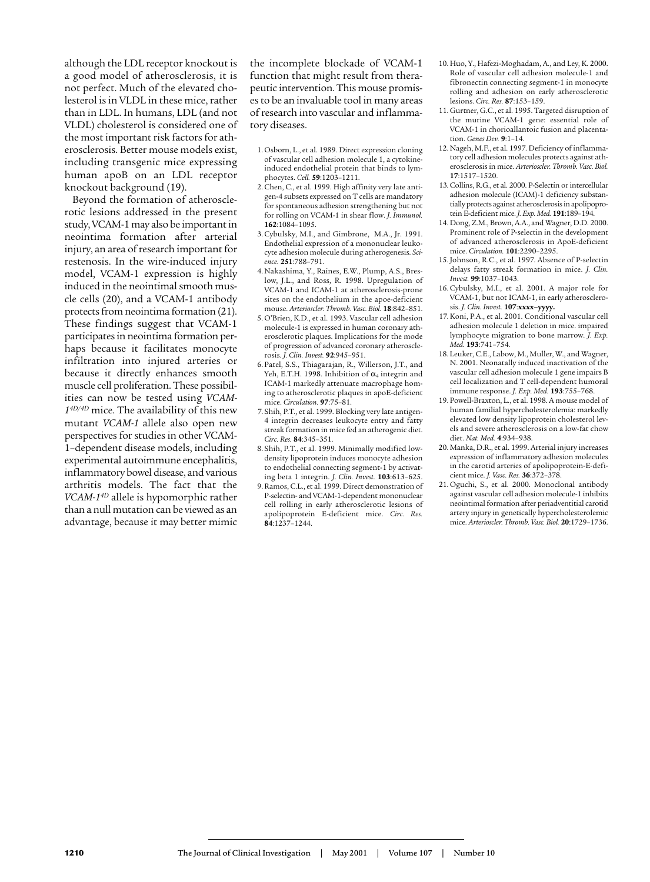although the LDL receptor knockout is a good model of atherosclerosis, it is not perfect. Much of the elevated cholesterol is in VLDL in these mice, rather than in LDL. In humans, LDL (and not VLDL) cholesterol is considered one of the most important risk factors for atherosclerosis. Better mouse models exist, including transgenic mice expressing human apoB on an LDL receptor knockout background (19).

Beyond the formation of atherosclerotic lesions addressed in the present study, VCAM-1 may also be important in neointima formation after arterial injury, an area of research important for restenosis. In the wire-induced injury model, VCAM-1 expression is highly induced in the neointimal smooth muscle cells (20), and a VCAM-1 antibody protects from neointima formation (21). These findings suggest that VCAM-1 participates in neointima formation perhaps because it facilitates monocyte infiltration into injured arteries or because it directly enhances smooth muscle cell proliferation. These possibilities can now be tested using *VCAM-1$^{4D/4D}$* mice. The availability of this new mutant *VCAM-1* allele also open new perspectives for studies in other VCAM-1–dependent disease models, including experimental autoimmune encephalitis, inflammatory bowel disease, and various arthritis models. The fact that the *VCAM-1$^{4D}$* allele is hypomorphic rather than a null mutation can be viewed as an advantage, because it may better mimic the incomplete blockade of VCAM-1 function that might result from therapeutic intervention. This mouse promises to be an invaluable tool in many areas of research into vascular and inflammatory diseases.

1. Osborn, L., et al. 1989. Direct expression cloning of vascular cell adhesion molecule 1, a cytokine-induced endothelial protein that binds to lymphocytes. *Cell.* **59**:1203–1211.
2. Chen, C., et al. 1999. High affinity very late antigen-4 subsets expressed on T cells are mandatory for spontaneous adhesion strengthening but not for rolling on VCAM-1 in shear flow. *J. Immunol.* **162**:1084–1095.
3. Cybulsky, M.I., and Gimbrone, M.A., Jr. 1991. Endothelial expression of a mononuclear leukocyte adhesion molecule during atherogenesis. *Science.* **251**:788–791.
4. Nakashima, Y., Raines, E.W., Plump, A.S., Breslow, J.L., and Ross, R. 1998. Upregulation of VCAM-1 and ICAM-1 at atherosclerosis-prone sites on the endothelium in the apoe-deficient mouse. *Arterioscler. Thromb. Vasc. Biol.* **18**:842–851.
5. O'Brien, K.D., et al. 1993. Vascular cell adhesion molecule-1 is expressed in human coronary atherosclerotic plaques. Implications for the mode of progression of advanced coronary atherosclerosis. *J. Clin. Invest.* **92**:945–951.
6. Patel, S.S., Thiagarajan, R., Willerson, J.T., and Yeh, E.T.H. 1998. Inhibition of $\alpha_4$ integrin and ICAM-1 markedly attenuate macrophage homing to atherosclerotic plaques in apoE-deficient mice. *Circulation.* **97**:75–81.
7. Shih, P.T., et al. 1999. Blocking very late antigen-4 integrin decreases leukocyte entry and fatty streak formation in mice fed an atherogenic diet. *Circ. Res.* **84**:345–351.
8. Shih, P.T., et al. 1999. Minimally modified low-density lipoprotein induces monocyte adhesion to endothelial connecting segment-1 by activating beta 1 integrin. *J. Clin. Invest.* **103**:613–625.
9. Ramos, C.L., et al. 1999. Direct demonstration of P-selectin- and VCAM-1-dependent mononuclear cell rolling in early atherosclerotic lesions of apolipoprotein E-deficient mice. *Circ. Res.* **84**:1237–1244.
10. Huo, Y., Hafezi-Moghadam, A., and Ley, K. 2000. Role of vascular cell adhesion molecule-1 and fibronectin connecting segment-1 in monocyte rolling and adhesion on early atherosclerotic lesions. *Circ. Res.* **87**:153–159.
11. Gurtner, G.C., et al. 1995. Targeted disruption of the murine VCAM-1 gene: essential role of VCAM-1 in chorioallantoic fusion and placentation. *Genes Dev.* **9**:1–14.
12. Nageh, M.F., et al. 1997. Deficiency of inflammatory cell adhesion molecules protects against atherosclerosis in mice. *Arterioscler. Thromb. Vasc. Biol.* **17**:1517–1520.
13. Collins, R.G., et al. 2000. P-Selectin or intercellular adhesion molecule (ICAM)-1 deficiency substantially protects against atherosclerosis in apolipoprotein E-deficient mice. *J. Exp. Med.* **191**:189–194.
14. Dong, Z.M., Brown, A.A., and Wagner, D.D. 2000. Prominent role of P-selectin in the development of advanced atherosclerosis in ApoE-deficient mice. *Circulation.* **101**:2290–2295.
15. Johnson, R.C., et al. 1997. Absence of P-selectin delays fatty streak formation in mice. *J. Clin. Invest.* **99**:1037–1043.
16. Cybulsky, M.I., et al. 2001. A major role for VCAM-1, but not ICAM-1, in early atherosclerosis. *J. Clin. Invest.* **107**:**xxxx–yyyy.**
17. Koni, P.A., et al. 2001. Conditional vascular cell adhesion molecule 1 deletion in mice. impaired lymphocyte migration to bone marrow. *J. Exp. Med.* **193**:741–754.
18. Leuker, C.E., Labow, M., Muller, W., and Wagner, N. 2001. Neonatally induced inactivation of the vascular cell adhesion molecule 1 gene impairs B cell localization and T cell-dependent humoral immune response. *J. Exp. Med.* **193**:755–768.
19. Powell-Braxton, L., et al. 1998. A mouse model of human familial hypercholesterolemia: markedly elevated low density lipoprotein cholesterol levels and severe atherosclerosis on a low-fat chow diet. *Nat. Med.* **4**:934–938.
20. Manka, D.R., et al. 1999. Arterial injury increases expression of inflammatory adhesion molecules in the carotid arteries of apolipoprotein-E-deficient mice. *J. Vasc. Res.* **36**:372–378.
21. Oguchi, S., et al. 2000. Monoclonal antibody against vascular cell adhesion molecule-1 inhibits neointimal formation after periadventitial carotid artery injury in genetically hypercholesterolemic mice. *Arterioscler. Thromb. Vasc. Biol.* **20**:1729–1736.